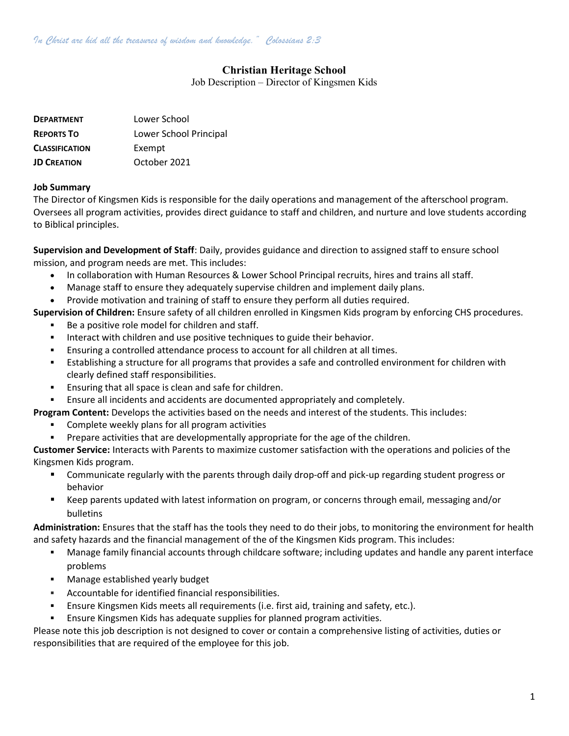*In Christ are hid all the treasures of wisdom and knowledge." Colossians 2:3*

# Christian Heritage School

Job Description – Director of Kingsmen Kids

| | |
|---|---|
| **DEPARTMENT** | Lower School |
| **REPORTS TO** | Lower School Principal |
| **CLASSIFICATION** | Exempt |
| **JD CREATION** | October 2021 |

**Job Summary**

The Director of Kingsmen Kids is responsible for the daily operations and management of the afterschool program. Oversees all program activities, provides direct guidance to staff and children, and nurture and love students according to Biblical principles.

**Supervision and Development of Staff**: Daily, provides guidance and direction to assigned staff to ensure school mission, and program needs are met. This includes:

- In collaboration with Human Resources & Lower School Principal recruits, hires and trains all staff.
- Manage staff to ensure they adequately supervise children and implement daily plans.
- Provide motivation and training of staff to ensure they perform all duties required.

**Supervision of Children:** Ensure safety of all children enrolled in Kingsmen Kids program by enforcing CHS procedures.

- Be a positive role model for children and staff.
- Interact with children and use positive techniques to guide their behavior.
- Ensuring a controlled attendance process to account for all children at all times.
- Establishing a structure for all programs that provides a safe and controlled environment for children with clearly defined staff responsibilities.
- Ensuring that all space is clean and safe for children.
- Ensure all incidents and accidents are documented appropriately and completely.

**Program Content:** Develops the activities based on the needs and interest of the students. This includes:

- Complete weekly plans for all program activities
- Prepare activities that are developmentally appropriate for the age of the children.

**Customer Service:** Interacts with Parents to maximize customer satisfaction with the operations and policies of the Kingsmen Kids program.

- Communicate regularly with the parents through daily drop-off and pick-up regarding student progress or behavior
- Keep parents updated with latest information on program, or concerns through email, messaging and/or bulletins

**Administration:** Ensures that the staff has the tools they need to do their jobs, to monitoring the environment for health and safety hazards and the financial management of the of the Kingsmen Kids program. This includes:

- Manage family financial accounts through childcare software; including updates and handle any parent interface problems
- Manage established yearly budget
- Accountable for identified financial responsibilities.
- Ensure Kingsmen Kids meets all requirements (i.e. first aid, training and safety, etc.).
- Ensure Kingsmen Kids has adequate supplies for planned program activities.

Please note this job description is not designed to cover or contain a comprehensive listing of activities, duties or responsibilities that are required of the employee for this job.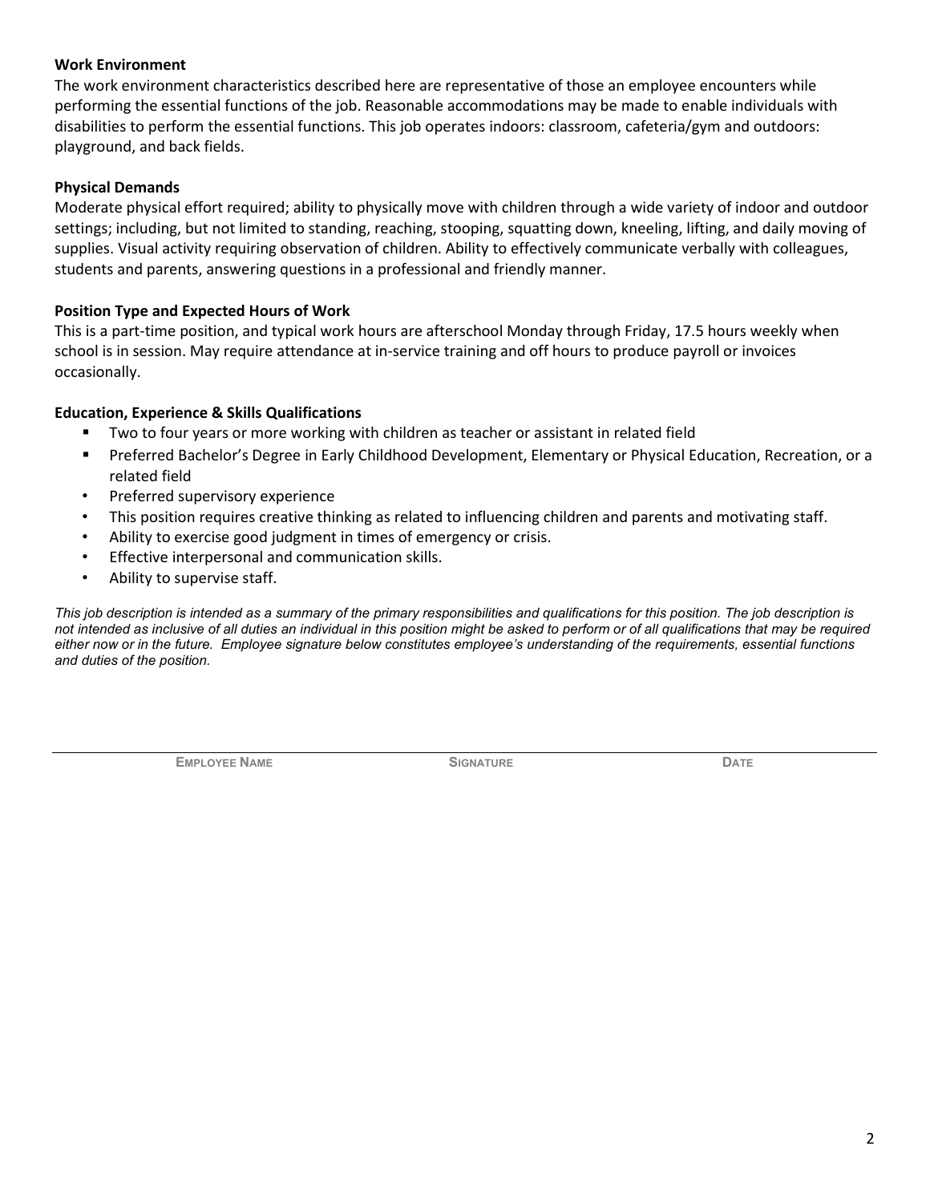**Work Environment**

The work environment characteristics described here are representative of those an employee encounters while performing the essential functions of the job. Reasonable accommodations may be made to enable individuals with disabilities to perform the essential functions. This job operates indoors: classroom, cafeteria/gym and outdoors: playground, and back fields.

**Physical Demands**

Moderate physical effort required; ability to physically move with children through a wide variety of indoor and outdoor settings; including, but not limited to standing, reaching, stooping, squatting down, kneeling, lifting, and daily moving of supplies. Visual activity requiring observation of children. Ability to effectively communicate verbally with colleagues, students and parents, answering questions in a professional and friendly manner.

**Position Type and Expected Hours of Work**

This is a part-time position, and typical work hours are afterschool Monday through Friday, 17.5 hours weekly when school is in session. May require attendance at in-service training and off hours to produce payroll or invoices occasionally.

**Education, Experience & Skills Qualifications**

- Two to four years or more working with children as teacher or assistant in related field
- Preferred Bachelor's Degree in Early Childhood Development, Elementary or Physical Education, Recreation, or a related field
- Preferred supervisory experience
- This position requires creative thinking as related to influencing children and parents and motivating staff.
- Ability to exercise good judgment in times of emergency or crisis.
- Effective interpersonal and communication skills.
- Ability to supervise staff.

*This job description is intended as a summary of the primary responsibilities and qualifications for this position. The job description is not intended as inclusive of all duties an individual in this position might be asked to perform or of all qualifications that may be required either now or in the future. Employee signature below constitutes employee's understanding of the requirements, essential functions and duties of the position.*

EMPLOYEE NAME　　　　SIGNATURE　　　　DATE